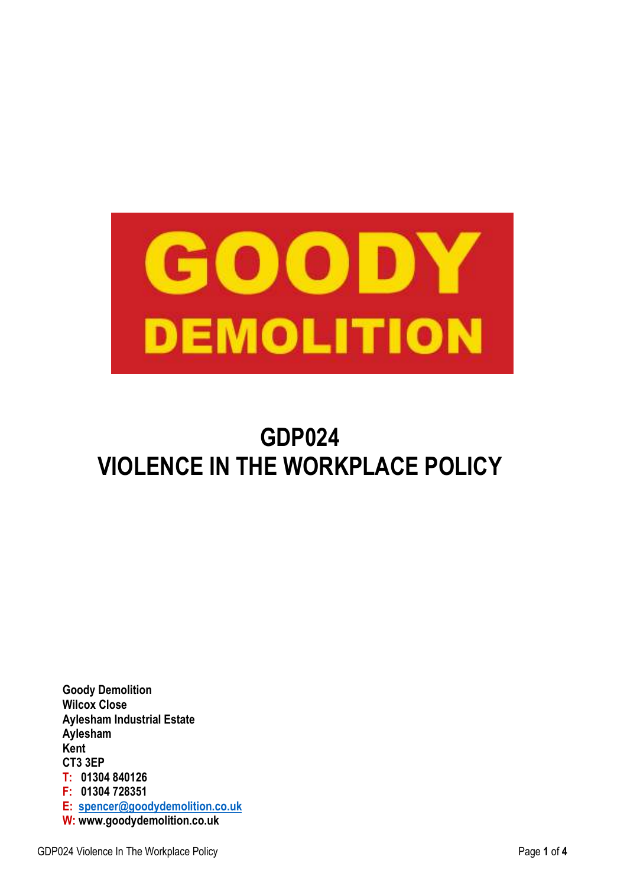GOODY DEMOLITION

# GDP024
# VIOLENCE IN THE WORKPLACE POLICY

**Goody Demolition**
**Wilcox Close**
**Aylesham Industrial Estate**
**Aylesham**
**Kent**
**CT3 3EP**
**T: 01304 840126**
**F: 01304 728351**
**E: spencer@goodydemolition.co.uk**
**W: www.goodydemolition.co.uk**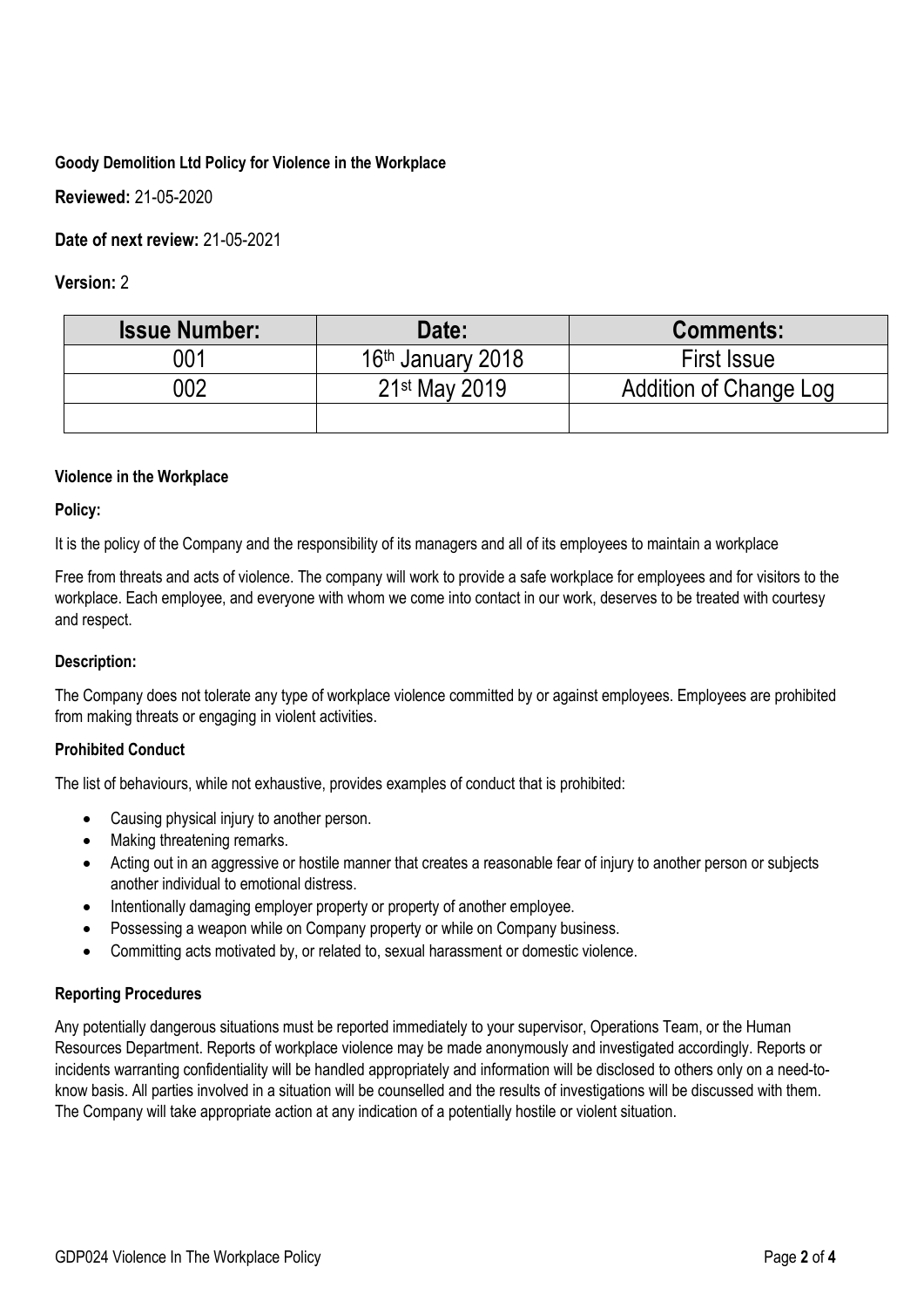**Goody Demolition Ltd Policy for Violence in the Workplace**

**Reviewed:** 21-05-2020

**Date of next review:** 21-05-2021

**Version:** 2

| Issue Number: | Date: | Comments: |
|---|---|---|
| 001 | 16th January 2018 | First Issue |
| 002 | 21st May 2019 | Addition of Change Log |
| | | |

**Violence in the Workplace**

**Policy:**

It is the policy of the Company and the responsibility of its managers and all of its employees to maintain a workplace

Free from threats and acts of violence. The company will work to provide a safe workplace for employees and for visitors to the workplace. Each employee, and everyone with whom we come into contact in our work, deserves to be treated with courtesy and respect.

**Description:**

The Company does not tolerate any type of workplace violence committed by or against employees. Employees are prohibited from making threats or engaging in violent activities.

**Prohibited Conduct**

The list of behaviours, while not exhaustive, provides examples of conduct that is prohibited:

- Causing physical injury to another person.
- Making threatening remarks.
- Acting out in an aggressive or hostile manner that creates a reasonable fear of injury to another person or subjects another individual to emotional distress.
- Intentionally damaging employer property or property of another employee.
- Possessing a weapon while on Company property or while on Company business.
- Committing acts motivated by, or related to, sexual harassment or domestic violence.

**Reporting Procedures**

Any potentially dangerous situations must be reported immediately to your supervisor, Operations Team, or the Human Resources Department. Reports of workplace violence may be made anonymously and investigated accordingly. Reports or incidents warranting confidentiality will be handled appropriately and information will be disclosed to others only on a need-to-know basis. All parties involved in a situation will be counselled and the results of investigations will be discussed with them. The Company will take appropriate action at any indication of a potentially hostile or violent situation.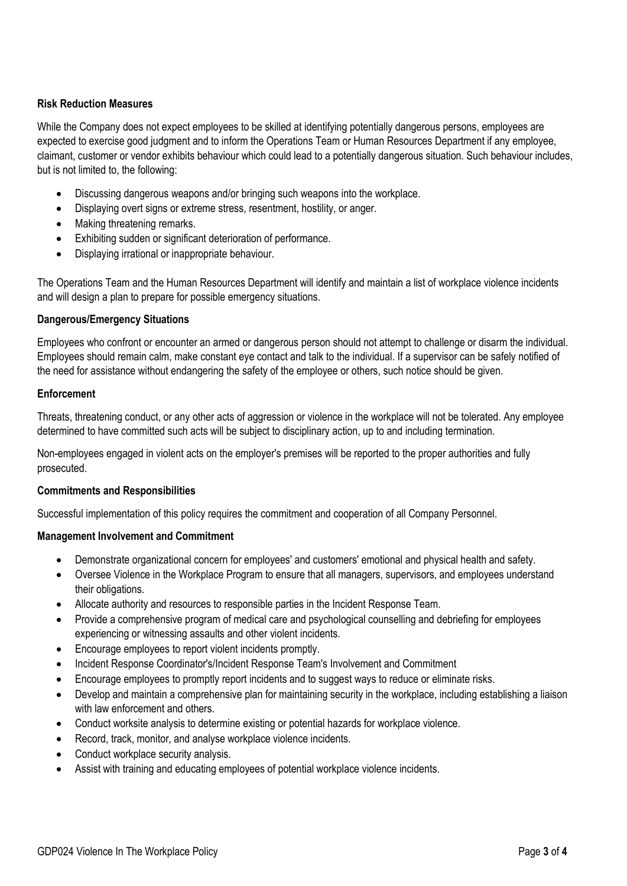**Risk Reduction Measures**

While the Company does not expect employees to be skilled at identifying potentially dangerous persons, employees are expected to exercise good judgment and to inform the Operations Team or Human Resources Department if any employee, claimant, customer or vendor exhibits behaviour which could lead to a potentially dangerous situation. Such behaviour includes, but is not limited to, the following:

- Discussing dangerous weapons and/or bringing such weapons into the workplace.
- Displaying overt signs or extreme stress, resentment, hostility, or anger.
- Making threatening remarks.
- Exhibiting sudden or significant deterioration of performance.
- Displaying irrational or inappropriate behaviour.

The Operations Team and the Human Resources Department will identify and maintain a list of workplace violence incidents and will design a plan to prepare for possible emergency situations.

**Dangerous/Emergency Situations**

Employees who confront or encounter an armed or dangerous person should not attempt to challenge or disarm the individual. Employees should remain calm, make constant eye contact and talk to the individual. If a supervisor can be safely notified of the need for assistance without endangering the safety of the employee or others, such notice should be given.

**Enforcement**

Threats, threatening conduct, or any other acts of aggression or violence in the workplace will not be tolerated. Any employee determined to have committed such acts will be subject to disciplinary action, up to and including termination.

Non-employees engaged in violent acts on the employer's premises will be reported to the proper authorities and fully prosecuted.

**Commitments and Responsibilities**

Successful implementation of this policy requires the commitment and cooperation of all Company Personnel.

**Management Involvement and Commitment**

- Demonstrate organizational concern for employees' and customers' emotional and physical health and safety.
- Oversee Violence in the Workplace Program to ensure that all managers, supervisors, and employees understand their obligations.
- Allocate authority and resources to responsible parties in the Incident Response Team.
- Provide a comprehensive program of medical care and psychological counselling and debriefing for employees experiencing or witnessing assaults and other violent incidents.
- Encourage employees to report violent incidents promptly.
- Incident Response Coordinator's/Incident Response Team's Involvement and Commitment
- Encourage employees to promptly report incidents and to suggest ways to reduce or eliminate risks.
- Develop and maintain a comprehensive plan for maintaining security in the workplace, including establishing a liaison with law enforcement and others.
- Conduct worksite analysis to determine existing or potential hazards for workplace violence.
- Record, track, monitor, and analyse workplace violence incidents.
- Conduct workplace security analysis.
- Assist with training and educating employees of potential workplace violence incidents.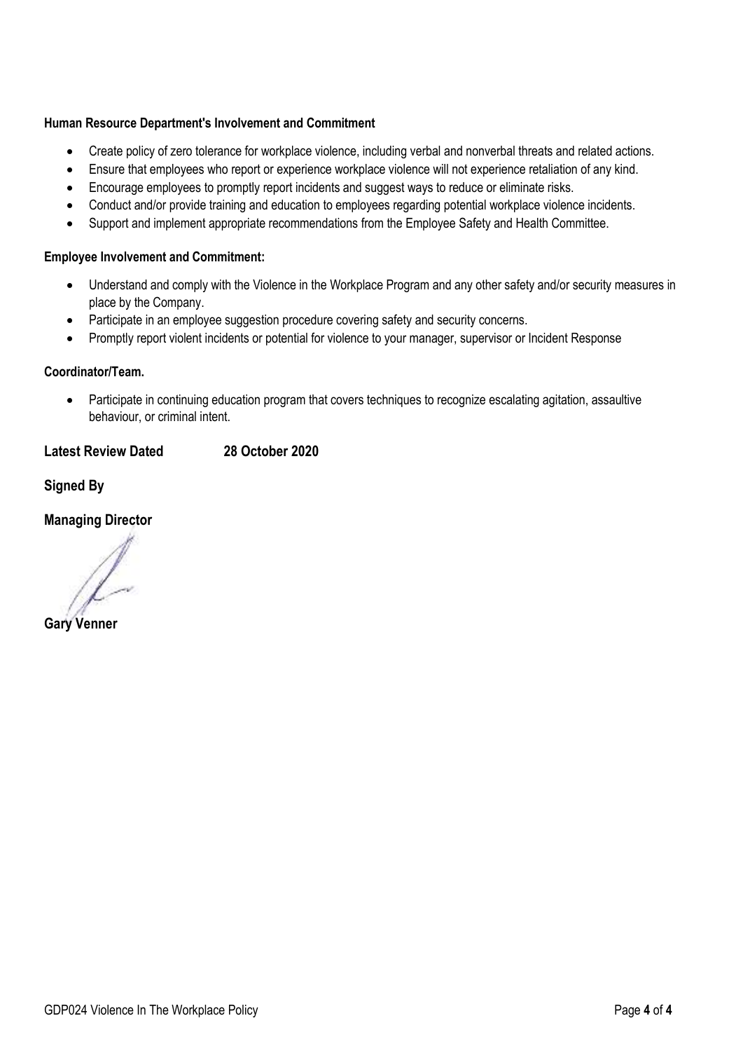**Human Resource Department's Involvement and Commitment**

- Create policy of zero tolerance for workplace violence, including verbal and nonverbal threats and related actions.
- Ensure that employees who report or experience workplace violence will not experience retaliation of any kind.
- Encourage employees to promptly report incidents and suggest ways to reduce or eliminate risks.
- Conduct and/or provide training and education to employees regarding potential workplace violence incidents.
- Support and implement appropriate recommendations from the Employee Safety and Health Committee.

**Employee Involvement and Commitment:**

- Understand and comply with the Violence in the Workplace Program and any other safety and/or security measures in place by the Company.
- Participate in an employee suggestion procedure covering safety and security concerns.
- Promptly report violent incidents or potential for violence to your manager, supervisor or Incident Response

**Coordinator/Team.**

- Participate in continuing education program that covers techniques to recognize escalating agitation, assaultive behaviour, or criminal intent.

**Latest Review Dated 28 October 2020**

**Signed By**

**Managing Director**

**Gary Venner**